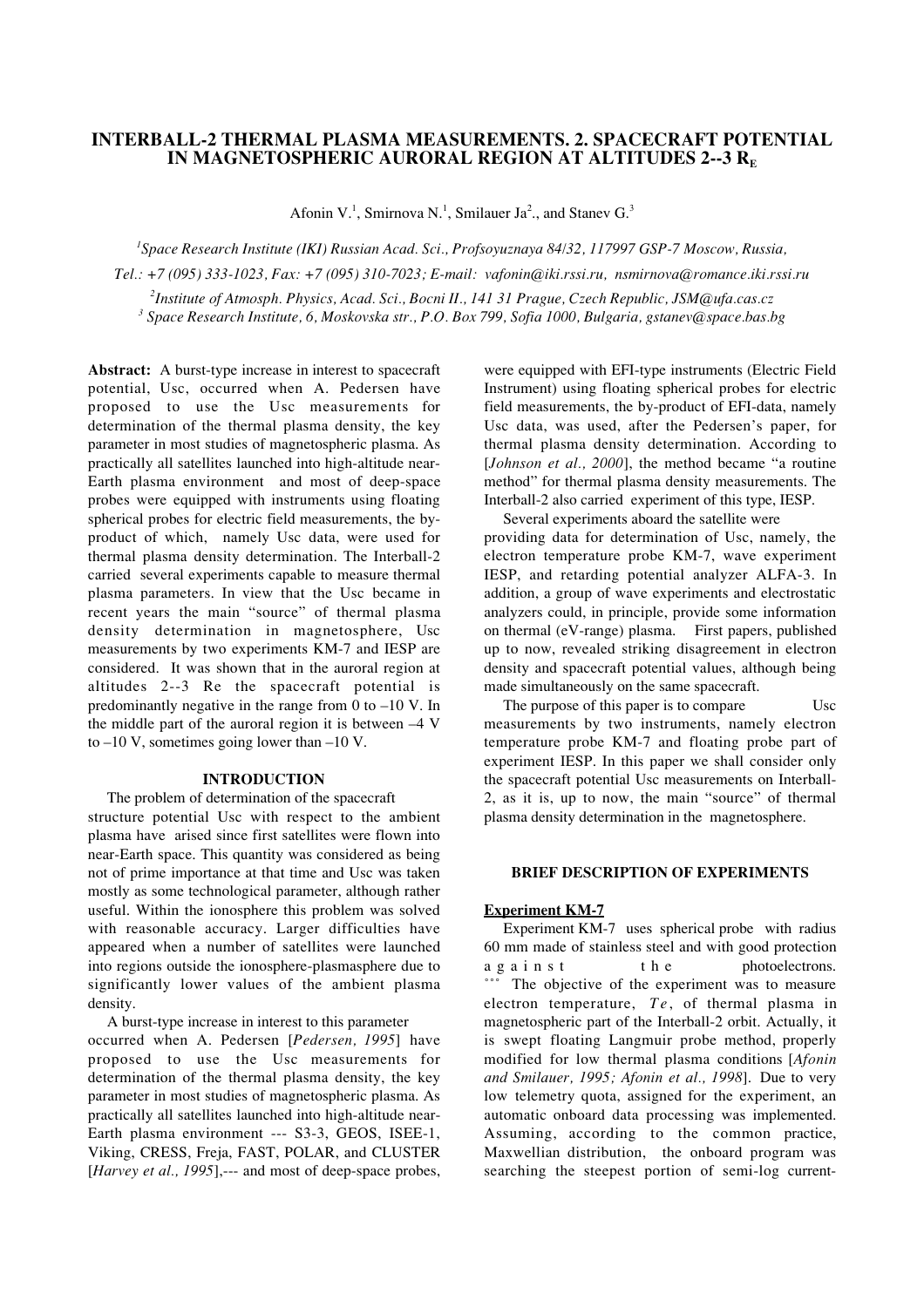# INTERBALL-2 THERMAL PLASMA MEASUREMENTS. 2. SPACECRAFT POTENTIAL IN MAGNETOSPHERIC AURORAL REGION AT ALTITUDES 2--3 $R_E$

Afonin V.[1], Smirnova N.[1], Smilauer Ja[2]., and Stanev G.[3]

[1] *Space Research Institute (IKI) Russian Acad. Sci., Profsoyuznaya 84/32, 117997 GSP-7 Moscow, Russia, Tel.: +7 (095) 333-1023, Fax: +7 (095) 310-7023; E-mail: vafonin@iki.rssi.ru, nsmirnova@romance.iki.rssi.ru*

[2] *Institute of Atmosph. Physics, Acad. Sci., Bocni II., 141 31 Prague, Czech Republic, JSM@ufa.cas.cz*

[3] *Space Research Institute, 6, Moskovska str., P.O. Box 799, Sofia 1000, Bulgaria, gstanev@space.bas.bg*

**Abstract:** A burst-type increase in interest to spacecraft potential, Usc, occurred when A. Pedersen have proposed to use the Usc measurements for determination of the thermal plasma density, the key parameter in most studies of magnetospheric plasma. As practically all satellites launched into high-altitude near-Earth plasma environment and most of deep-space probes were equipped with instruments using floating spherical probes for electric field measurements, the by-product of which, namely Usc data, were used for thermal plasma density determination. The Interball-2 carried several experiments capable to measure thermal plasma parameters. In view that the Usc became in recent years the main "source" of thermal plasma density determination in magnetosphere, Usc measurements by two experiments KM-7 and IESP are considered. It was shown that in the auroral region at altitudes 2--3 Re the spacecraft potential is predominantly negative in the range from 0 to –10 V. In the middle part of the auroral region it is between –4 V to –10 V, sometimes going lower than –10 V.

## INTRODUCTION

The problem of determination of the spacecraft structure potential Usc with respect to the ambient plasma have arised since first satellites were flown into near-Earth space. This quantity was considered as being not of prime importance at that time and Usc was taken mostly as some technological parameter, although rather useful. Within the ionosphere this problem was solved with reasonable accuracy. Larger difficulties have appeared when a number of satellites were launched into regions outside the ionosphere-plasmasphere due to significantly lower values of the ambient plasma density.

A burst-type increase in interest to this parameter occurred when A. Pedersen [*Pedersen, 1995*] have proposed to use the Usc measurements for determination of the thermal plasma density, the key parameter in most studies of magnetospheric plasma. As practically all satellites launched into high-altitude near-Earth plasma environment --- S3-3, GEOS, ISEE-1, Viking, CRESS, Freja, FAST, POLAR, and CLUSTER [*Harvey et al., 1995*],--- and most of deep-space probes, were equipped with EFI-type instruments (Electric Field Instrument) using floating spherical probes for electric field measurements, the by-product of EFI-data, namely Usc data, was used, after the Pedersen's paper, for thermal plasma density determination. According to [*Johnson et al., 2000*], the method became "a routine method" for thermal plasma density measurements. The Interball-2 also carried experiment of this type, IESP.

Several experiments aboard the satellite were providing data for determination of Usc, namely, the electron temperature probe KM-7, wave experiment IESP, and retarding potential analyzer ALFA-3. In addition, a group of wave experiments and electrostatic analyzers could, in principle, provide some information on thermal (eV-range) plasma. First papers, published up to now, revealed striking disagreement in electron density and spacecraft potential values, although being made simultaneously on the same spacecraft.

The purpose of this paper is to compare Usc measurements by two instruments, namely electron temperature probe KM-7 and floating probe part of experiment IESP. In this paper we shall consider only the spacecraft potential Usc measurements on Interball-2, as it is, up to now, the main "source" of thermal plasma density determination in the magnetosphere.

## BRIEF DESCRIPTION OF EXPERIMENTS

### Experiment KM-7

Experiment KM-7 uses spherical probe with radius 60 mm made of stainless steel and with good protection against the photoelectrons. The objective of the experiment was to measure electron temperature, *Te*, of thermal plasma in magnetospheric part of the Interball-2 orbit. Actually, it is swept floating Langmuir probe method, properly modified for low thermal plasma conditions [*Afonin and Smilauer, 1995; Afonin et al., 1998*]. Due to very low telemetry quota, assigned for the experiment, an automatic onboard data processing was implemented. Assuming, according to the common practice, Maxwellian distribution, the onboard program was searching the steepest portion of semi-log current-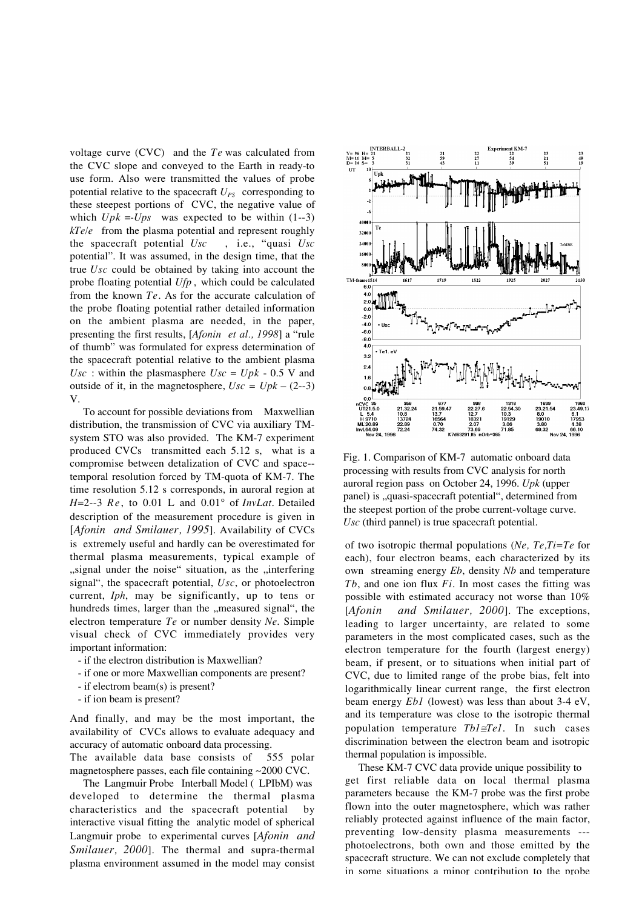voltage curve (CVC) and the $Te$ was calculated from the CVC slope and conveyed to the Earth in ready-to use form. Also were transmitted the values of probe potential relative to the spacecraft $U_{PS}$ corresponding to these steepest portions of CVC, the negative value of which $Upk = -Ups$ was expected to be within (1--3) $kTe/e$ from the plasma potential and represent roughly the spacecraft potential $Usc$, i.e., "quasi $Usc$ potential". It was assumed, in the design time, that the true $Usc$ could be obtained by taking into account the probe floating potential $Ufp$, which could be calculated from the known $Te$. As for the accurate calculation of the probe floating potential rather detailed information on the ambient plasma are needed, in the paper, presenting the first results, [*Afonin et al., 1998*] a "rule of thumb" was formulated for express determination of the spacecraft potential relative to the ambient plasma $Usc$ : within the plasmasphere $Usc = Upk$ - 0.5 V and outside of it, in the magnetosphere, $Usc = Upk$ – (2--3) V.

To account for possible deviations from Maxwellian distribution, the transmission of CVC via auxiliary TM-system STO was also provided. The KM-7 experiment produced CVCs transmitted each 5.12 s, what is a compromise between detalization of CVC and space--temporal resolution forced by TM-quota of KM-7. The time resolution 5.12 s corresponds, in auroral region at $H$=2--3 $Re$, to 0.01 L and 0.01° of $InvLat$. Detailed description of the measurement procedure is given in [*Afonin and Smilauer, 1995*]. Availability of CVCs is extremely useful and hardly can be overestimated for thermal plasma measurements, typical example of „signal under the noise" situation, as the „interfering signal", the spacecraft potential, $Usc$, or photoelectron current, $Iph$, may be significantly, up to tens or hundreds times, larger than the „measured signal", the electron temperature $Te$ or number density $Ne$. Simple visual check of CVC immediately provides very important information:

- if the electron distribution is Maxwellian?
- if one or more Maxwellian components are present?
- if electrom beam(s) is present?
- if ion beam is present?

And finally, and may be the most important, the availability of CVCs allows to evaluate adequacy and accuracy of automatic onboard data processing.

The available data base consists of 555 polar magnetosphere passes, each file containing ~2000 CVC.

The Langmuir Probe Interball Model ( LPIbM) was developed to determine the thermal plasma characteristics and the spacecraft potential by interactive visual fitting the analytic model of spherical Langmuir probe to experimental curves [*Afonin and Smilauer, 2000*]. The thermal and supra-thermal plasma environment assumed in the model may consist of two isotropic thermal populations ($Ne$, $Te$, $Ti=Te$ for each), four electron beams, each characterized by its own streaming energy $Eb$, density $Nb$ and temperature $Tb$, and one ion flux $Fi$. In most cases the fitting was possible with estimated accuracy not worse than 10% [*Afonin and Smilauer, 2000*]. The exceptions, leading to larger uncertainty, are related to some parameters in the most complicated cases, such as the electron temperature for the fourth (largest energy) beam, if present, or to situations when initial part of CVC, due to limited range of the probe bias, felt into logarithmically linear current range, the first electron beam energy $Eb1$ (lowest) was less than about 3-4 eV, and its temperature was close to the isotropic thermal population temperature $Tb1 \cong Te1$. In such cases discrimination between the electron beam and isotropic thermal population is impossible.

Fig. 1. Comparison of KM-7 automatic onboard data processing with results from CVC analysis for north auroral region pass on October 24, 1996. *Upk* (upper panel) is „quasi-spacecraft potential", determined from the steepest portion of the probe current-voltage curve. *Usc* (third pannel) is true spacecraft potential.

These KM-7 CVC data provide unique possibility to get first reliable data on local thermal plasma parameters because the KM-7 probe was the first probe flown into the outer magnetosphere, which was rather reliably protected against influence of the main factor, preventing low-density plasma measurements --- photoelectrons, both own and those emitted by the spacecraft structure. We can not exclude completely that in some situations a minor contribution to the probe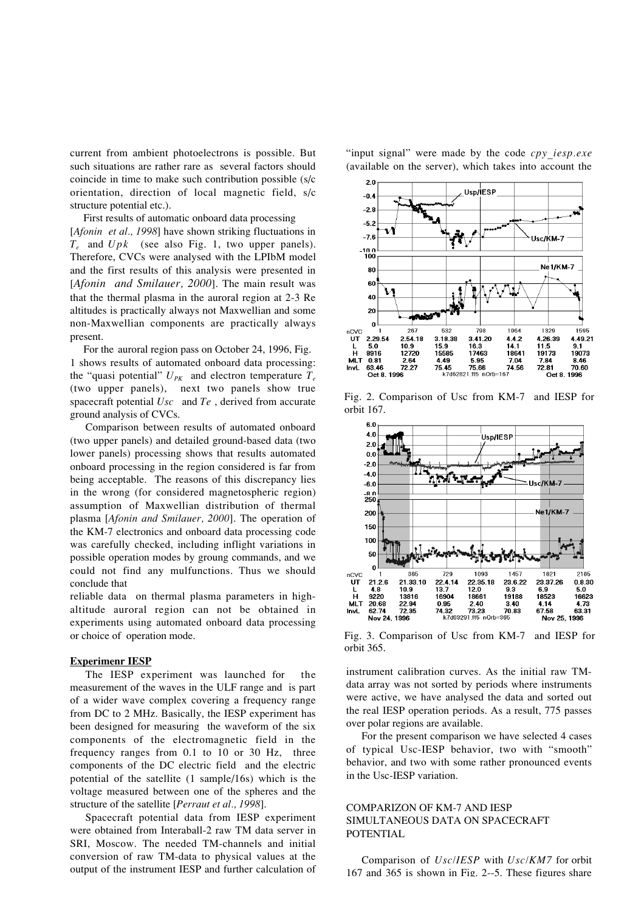current from ambient photoelectrons is possible. But such situations are rather rare as several factors should coincide in time to make such contribution possible (s/c orientation, direction of local magnetic field, s/c structure potential etc.).

First results of automatic onboard data processing [*Afonin et al., 1998*] have shown striking fluctuations in $T_e$ and $Upk$ (see also Fig. 1, two upper panels). Therefore, CVCs were analysed with the LPIbM model and the first results of this analysis were presented in [*Afonin and Smilauer, 2000*]. The main result was that the thermal plasma in the auroral region at 2-3 Re altitudes is practically always not Maxwellian and some non-Maxwellian components are practically always present.

For the auroral region pass on October 24, 1996, Fig. 1 shows results of automated onboard data processing: the "quasi potential" $U_{PK}$ and electron temperature $T_e$ (two upper panels), next two panels show true spacecraft potential $Usc$ and $Te$, derived from accurate ground analysis of CVCs.

Comparison between results of automated onboard (two upper panels) and detailed ground-based data (two lower panels) processing shows that results automated onboard processing in the region considered is far from being acceptable. The reasons of this discrepancy lies in the wrong (for considered magnetospheric region) assumption of Maxwellian distribution of thermal plasma [*Afonin and Smilauer, 2000*]. The operation of the KM-7 electronics and onboard data processing code was carefully checked, including inflight variations in possible operation modes by groung commands, and we could not find any mulfunctions. Thus we should conclude that
reliable data on thermal plasma parameters in high-altitude auroral region can not be obtained in experiments using automated onboard data processing or choice of operation mode.

**Experimenr IESP**

The IESP experiment was launched for the measurement of the waves in the ULF range and is part of a wider wave complex covering a frequency range from DC to 2 MHz. Basically, the IESP experiment has been designed for measuring the waveform of the six components of the electromagnetic field in the frequency ranges from 0.1 to 10 or 30 Hz, three components of the DC electric field and the electric potential of the satellite (1 sample/16s) which is the voltage measured between one of the spheres and the structure of the satellite [*Perraut et al., 1998*].

Spacecraft potential data from IESP experiment were obtained from Interaball-2 raw TM data server in SRI, Moscow. The needed TM-channels and initial conversion of raw TM-data to physical values at the output of the instrument IESP and further calculation of "input signal" were made by the code *cpy_iesp.exe* (available on the server), which takes into account the instrument calibration curves. As the initial raw TM-data array was not sorted by periods where instruments were active, we have analysed the data and sorted out the real IESP operation periods. As a result, 775 passes over polar regions are available.

Fig. 2. Comparison of Usc from KM-7 and IESP for orbit 167.

Fig. 3. Comparison of Usc from KM-7 and IESP for orbit 365.

For the present comparison we have selected 4 cases of typical Usc-IESP behavior, two with "smooth" behavior, and two with some rather pronounced events in the Usc-IESP variation.

## COMPARIZON OF KM-7 AND IESP SIMULTANEOUS DATA ON SPACECRAFT POTENTIAL

Comparison of *Usc/IESP* with *Usc/KM7* for orbit 167 and 365 is shown in Fig. 2--5. These figures share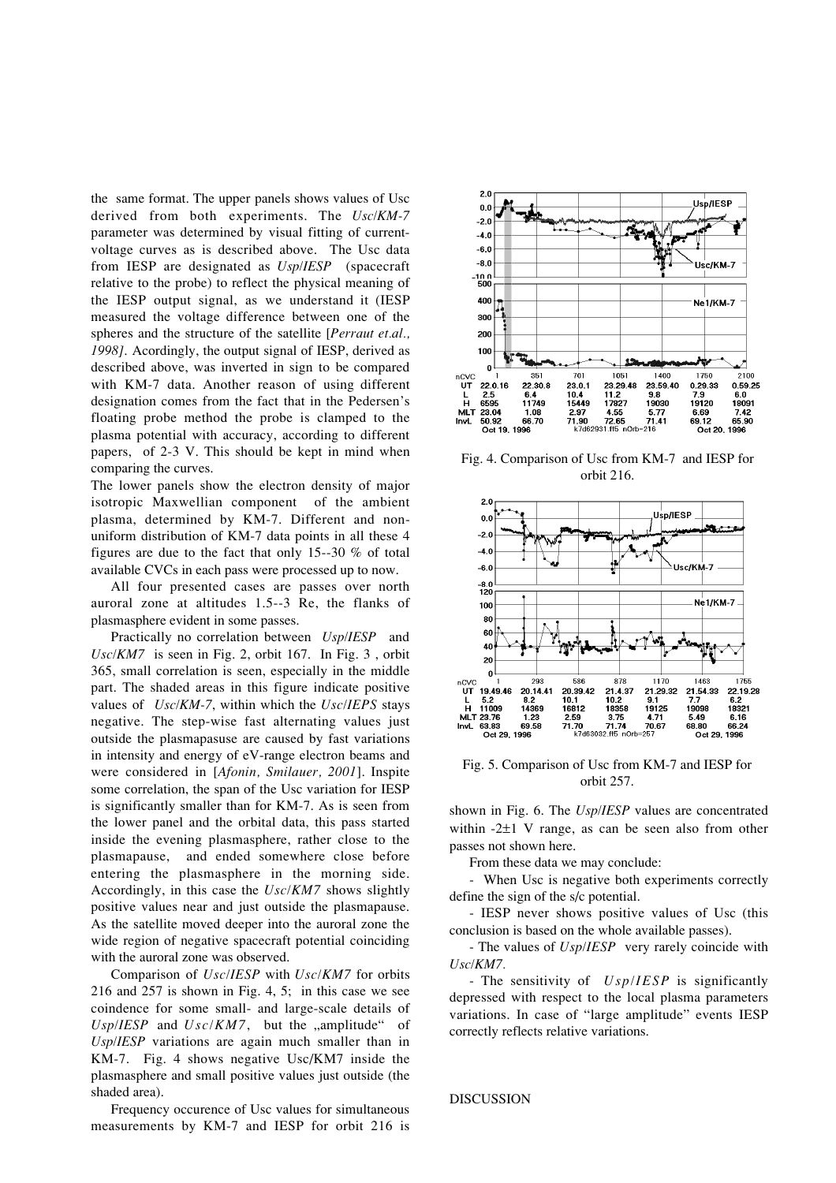the same format. The upper panels shows values of Usc derived from both experiments. The *Usc*/*KM-7* parameter was determined by visual fitting of current-voltage curves as is described above. The Usc data from IESP are designated as *Usp*/*IESP* (spacecraft relative to the probe) to reflect the physical meaning of the IESP output signal, as we understand it (IESP measured the voltage difference between one of the spheres and the structure of the satellite [*Perraut et.al., 1998]*. Acordingly, the output signal of IESP, derived as described above, was inverted in sign to be compared with KM-7 data. Another reason of using different designation comes from the fact that in the Pedersen's floating probe method the probe is clamped to the plasma potential with accuracy, according to different papers, of 2-3 V. This should be kept in mind when comparing the curves.

The lower panels show the electron density of major isotropic Maxwellian component of the ambient plasma, determined by KM-7. Different and non-uniform distribution of KM-7 data points in all these 4 figures are due to the fact that only 15--30 % of total available CVCs in each pass were processed up to now.

All four presented cases are passes over north auroral zone at altitudes 1.5--3 Re, the flanks of plasmasphere evident in some passes.

Practically no correlation between *Usp*/*IESP* and *Usc*/*KM7* is seen in Fig. 2, orbit 167. In Fig. 3 , orbit 365, small correlation is seen, especially in the middle part. The shaded areas in this figure indicate positive values of *Usc*/*KM-7*, within which the *Usc*/*IEPS* stays negative. The step-wise fast alternating values just outside the plasmapasuse are caused by fast variations in intensity and energy of eV-range electron beams and were considered in [*Afonin, Smilauer, 2001*]. Inspite some correlation, the span of the Usc variation for IESP is significantly smaller than for KM-7. As is seen from the lower panel and the orbital data, this pass started inside the evening plasmasphere, rather close to the plasmapause, and ended somewhere close before entering the plasmasphere in the morning side. Accordingly, in this case the *Usc*/*KM7* shows slightly positive values near and just outside the plasmapause. As the satellite moved deeper into the auroral zone the wide region of negative spacecraft potential coinciding with the auroral zone was observed.

Comparison of *Usc*/*IESP* with *Usc*/*KM7* for orbits 216 and 257 is shown in Fig. 4, 5; in this case we see coindence for some small- and large-scale details of *Usp*/*IESP* and *Usc*/*KM7*, but the „amplitude" of *Usp*/*IESP* variations are again much smaller than in KM-7. Fig. 4 shows negative Usc/KM7 inside the plasmasphere and small positive values just outside (the shaded area).

Frequency occurence of Usc values for simultaneous measurements by KM-7 and IESP for orbit 216 is shown in Fig. 6. The *Usp*/*IESP* values are concentrated within -2±1 V range, as can be seen also from other passes not shown here.

Fig. 4. Comparison of Usc from KM-7 and IESP for orbit 216.

Fig. 5. Comparison of Usc from KM-7 and IESP for orbit 257.

From these data we may conclude:

- When Usc is negative both experiments correctly define the sign of the s/c potential.
- IESP never shows positive values of Usc (this conclusion is based on the whole available passes).
- The values of *Usp*/*IESP* very rarely coincide with *Usc*/*KM7*.
- The sensitivity of *Usp*/*IESP* is significantly depressed with respect to the local plasma parameters variations. In case of "large amplitude" events IESP correctly reflects relative variations.

## DISCUSSION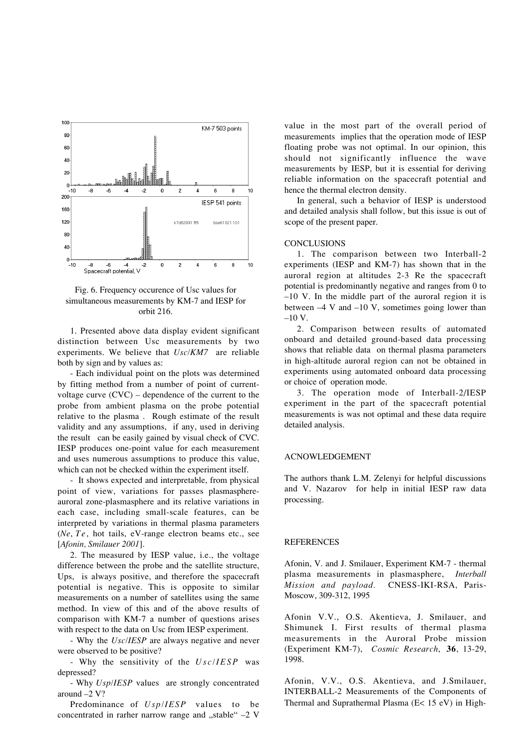Fig. 6. Frequency occurence of Usc values for simultaneous measurements by KM-7 and IESP for orbit 216.

1. Presented above data display evident significant distinction between Usc measurements by two experiments. We believe that *Usc/KM7* are reliable both by sign and by values as:

- Each individual point on the plots was determined by fitting method from a number of point of current-voltage curve (CVC) – dependence of the current to the probe from ambient plasma on the probe potential relative to the plasma . Rough estimate of the result validity and any assumptions, if any, used in deriving the result can be easily gained by visual check of CVC. IESP produces one-point value for each measurement and uses numerous assumptions to produce this value, which can not be checked within the experiment itself.

- It shows expected and interpretable, from physical point of view, variations for passes plasmasphere-auroral zone-plasmasphere and its relative variations in each case, including small-scale features, can be interpreted by variations in thermal plasma parameters (*Ne*, *Te*, hot tails, eV-range electron beams etc., see [*Afonin, Smilauer 2001*].

2. The measured by IESP value, i.e., the voltage difference between the probe and the satellite structure, Ups, is always positive, and therefore the spacecraft potential is negative. This is opposite to similar measurements on a number of satellites using the same method. In view of this and of the above results of comparison with KM-7 a number of questions arises with respect to the data on Usc from IESP experiment.

- Why the *Usc/IESP* are always negative and never were observed to be positive?

- Why the sensitivity of the *Usc/IESP* was depressed?

- Why *Usp/IESP* values are strongly concentrated around –2 V?

Predominance of *Usp/IESP* values to be concentrated in rarher narrow range and „stable" –2 V value in the most part of the overall period of measurements implies that the operation mode of IESP floating probe was not optimal. In our opinion, this should not significantly influence the wave measurements by IESP, but it is essential for deriving reliable information on the spacecraft potential and hence the thermal electron density.

In general, such a behavior of IESP is understood and detailed analysis shall follow, but this issue is out of scope of the present paper.

## CONCLUSIONS

1. The comparison between two Interball-2 experiments (IESP and KM-7) has shown that in the auroral region at altitudes 2-3 Re the spacecraft potential is predominantly negative and ranges from 0 to –10 V. In the middle part of the auroral region it is between –4 V and –10 V, sometimes going lower than –10 V.

2. Comparison between results of automated onboard and detailed ground-based data processing shows that reliable data on thermal plasma parameters in high-altitude auroral region can not be obtained in experiments using automated onboard data processing or choice of operation mode.

3. The operation mode of Interball-2/IESP experiment in the part of the spacecraft potential measurements is was not optimal and these data require detailed analysis.

## ACNOWLEDGEMENT

The authors thank L.M. Zelenyi for helpful discussions and V. Nazarov for help in initial IESP raw data processing.

## REFERENCES

Afonin, V. and J. Smilauer, Experiment KM-7 - thermal plasma measurements in plasmasphere, *Interball Mission and payload.* CNESS-IKI-RSA, Paris-Moscow, 309-312, 1995

Afonin V.V., O.S. Akentieva, J. Smilauer, and Shimunek I. First results of thermal plasma measurements in the Auroral Probe mission (Experiment KM-7), *Cosmic Research*, **36**, 13-29, 1998.

Afonin, V.V., O.S. Akentieva, and J.Smilauer, INTERBALL-2 Measurements of the Components of Thermal and Suprathermal Plasma (E< 15 eV) in High-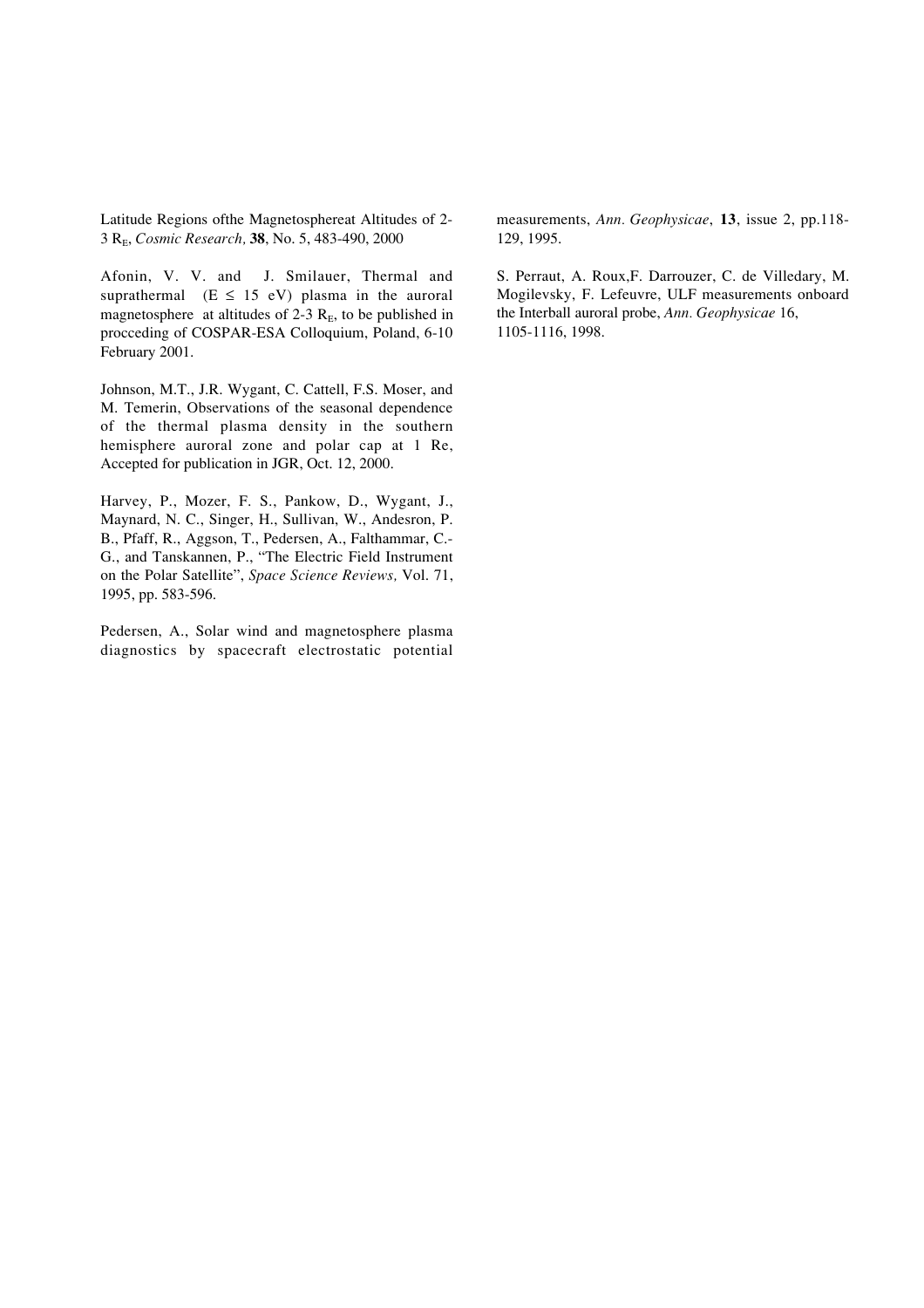Latitude Regions ofthe Magnetosphereat Altitudes of 2-3 $R_E$, *Cosmic Research,* **38**, No. 5, 483-490, 2000

Afonin, V. V. and J. Smilauer, Thermal and suprathermal ($E \leq 15$ eV) plasma in the auroral magnetosphere at altitudes of 2-3 $R_E$, to be published in procceding of COSPAR-ESA Colloquium, Poland, 6-10 February 2001.

Johnson, M.T., J.R. Wygant, C. Cattell, F.S. Moser, and M. Temerin, Observations of the seasonal dependence of the thermal plasma density in the southern hemisphere auroral zone and polar cap at 1 Re, Accepted for publication in JGR, Oct. 12, 2000.

Harvey, P., Mozer, F. S., Pankow, D., Wygant, J., Maynard, N. C., Singer, H., Sullivan, W., Andesron, P. B., Pfaff, R., Aggson, T., Pedersen, A., Falthammar, C.-G., and Tanskannen, P., "The Electric Field Instrument on the Polar Satellite", *Space Science Reviews,* Vol. 71, 1995, pp. 583-596.

Pedersen, A., Solar wind and magnetosphere plasma diagnostics by spacecraft electrostatic potential measurements, *Ann. Geophysicae*, **13**, issue 2, pp.118-129, 1995.

S. Perraut, A. Roux,F. Darrouzer, C. de Villedary, M. Mogilevsky, F. Lefeuvre, ULF measurements onboard the Interball auroral probe, *Ann. Geophysicae* 16, 1105-1116, 1998.